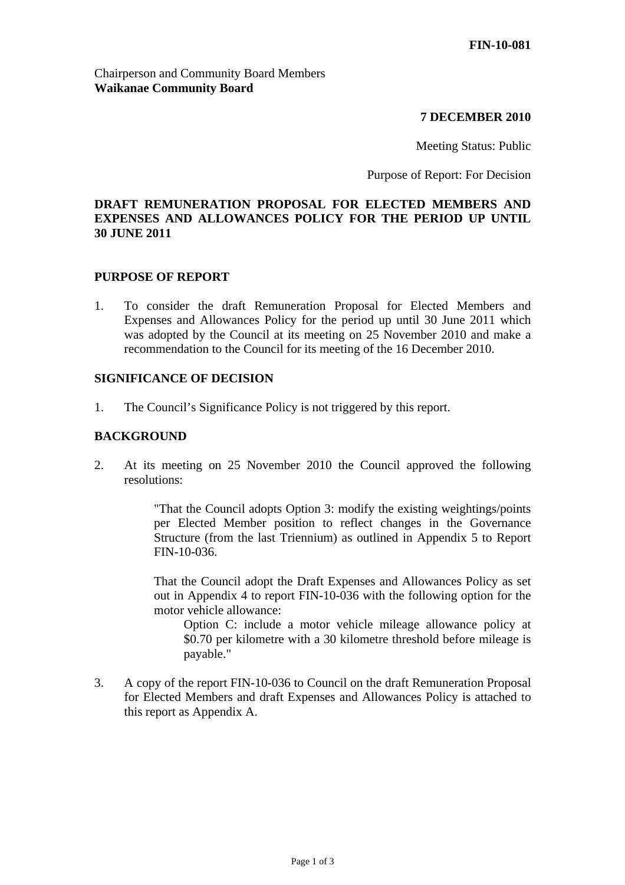**FIN-10-081**

Chairperson and Community Board Members
**Waikanae Community Board**

**7 DECEMBER 2010**

Meeting Status: Public

Purpose of Report: For Decision

## DRAFT REMUNERATION PROPOSAL FOR ELECTED MEMBERS AND EXPENSES AND ALLOWANCES POLICY FOR THE PERIOD UP UNTIL 30 JUNE 2011

## PURPOSE OF REPORT

1. To consider the draft Remuneration Proposal for Elected Members and Expenses and Allowances Policy for the period up until 30 June 2011 which was adopted by the Council at its meeting on 25 November 2010 and make a recommendation to the Council for its meeting of the 16 December 2010.

## SIGNIFICANCE OF DECISION

1. The Council's Significance Policy is not triggered by this report.

## BACKGROUND

2. At its meeting on 25 November 2010 the Council approved the following resolutions:

   > "That the Council adopts Option 3: modify the existing weightings/points per Elected Member position to reflect changes in the Governance Structure (from the last Triennium) as outlined in Appendix 5 to Report FIN-10-036.
   >
   > That the Council adopt the Draft Expenses and Allowances Policy as set out in Appendix 4 to report FIN-10-036 with the following option for the motor vehicle allowance:
   >
   > Option C: include a motor vehicle mileage allowance policy at $0.70 per kilometre with a 30 kilometre threshold before mileage is payable."

3. A copy of the report FIN-10-036 to Council on the draft Remuneration Proposal for Elected Members and draft Expenses and Allowances Policy is attached to this report as Appendix A.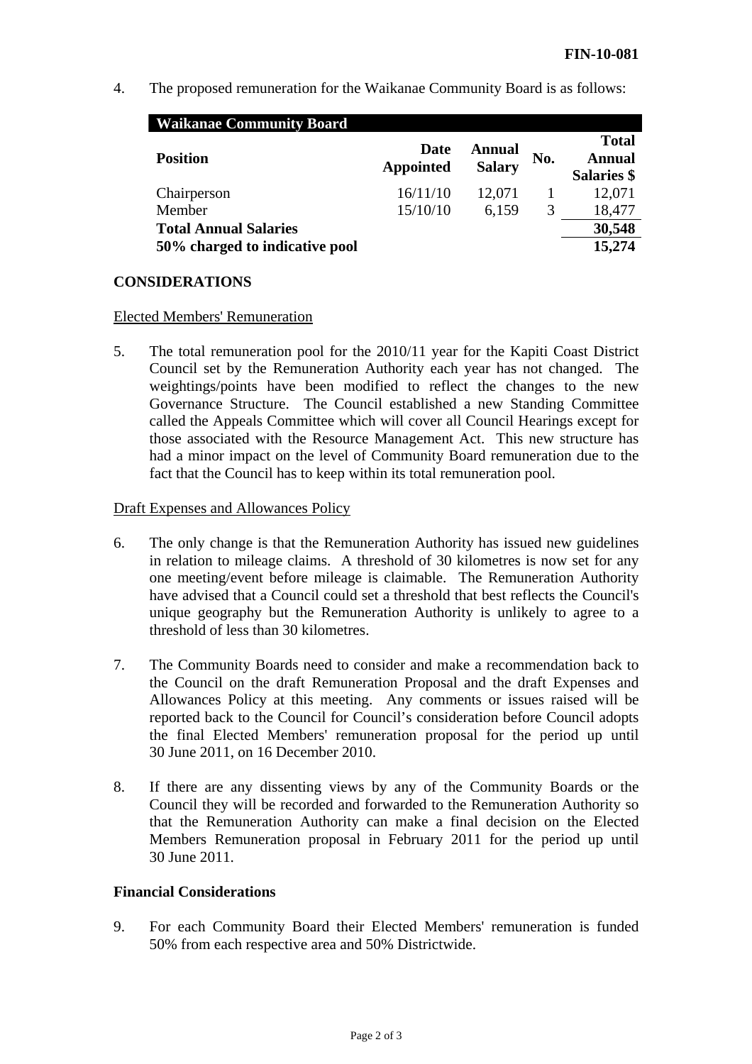4. The proposed remuneration for the Waikanae Community Board is as follows:

| Waikanae Community Board | | | | |
|---|---|---|---|---|
| **Position** | **Date Appointed** | **Annual Salary** | **No.** | **Total Annual Salaries $** |
| Chairperson | 16/11/10 | 12,071 | 1 | 12,071 |
| Member | 15/10/10 | 6,159 | 3 | 18,477 |
| **Total Annual Salaries** | | | | **30,548** |
| **50% charged to indicative pool** | | | | **15,274** |

**CONSIDERATIONS**

Elected Members' Remuneration

5. The total remuneration pool for the 2010/11 year for the Kapiti Coast District Council set by the Remuneration Authority each year has not changed. The weightings/points have been modified to reflect the changes to the new Governance Structure. The Council established a new Standing Committee called the Appeals Committee which will cover all Council Hearings except for those associated with the Resource Management Act. This new structure has had a minor impact on the level of Community Board remuneration due to the fact that the Council has to keep within its total remuneration pool.

Draft Expenses and Allowances Policy

6. The only change is that the Remuneration Authority has issued new guidelines in relation to mileage claims. A threshold of 30 kilometres is now set for any one meeting/event before mileage is claimable. The Remuneration Authority have advised that a Council could set a threshold that best reflects the Council's unique geography but the Remuneration Authority is unlikely to agree to a threshold of less than 30 kilometres.

7. The Community Boards need to consider and make a recommendation back to the Council on the draft Remuneration Proposal and the draft Expenses and Allowances Policy at this meeting. Any comments or issues raised will be reported back to the Council for Council's consideration before Council adopts the final Elected Members' remuneration proposal for the period up until 30 June 2011, on 16 December 2010.

8. If there are any dissenting views by any of the Community Boards or the Council they will be recorded and forwarded to the Remuneration Authority so that the Remuneration Authority can make a final decision on the Elected Members Remuneration proposal in February 2011 for the period up until 30 June 2011.

**Financial Considerations**

9. For each Community Board their Elected Members' remuneration is funded 50% from each respective area and 50% Districtwide.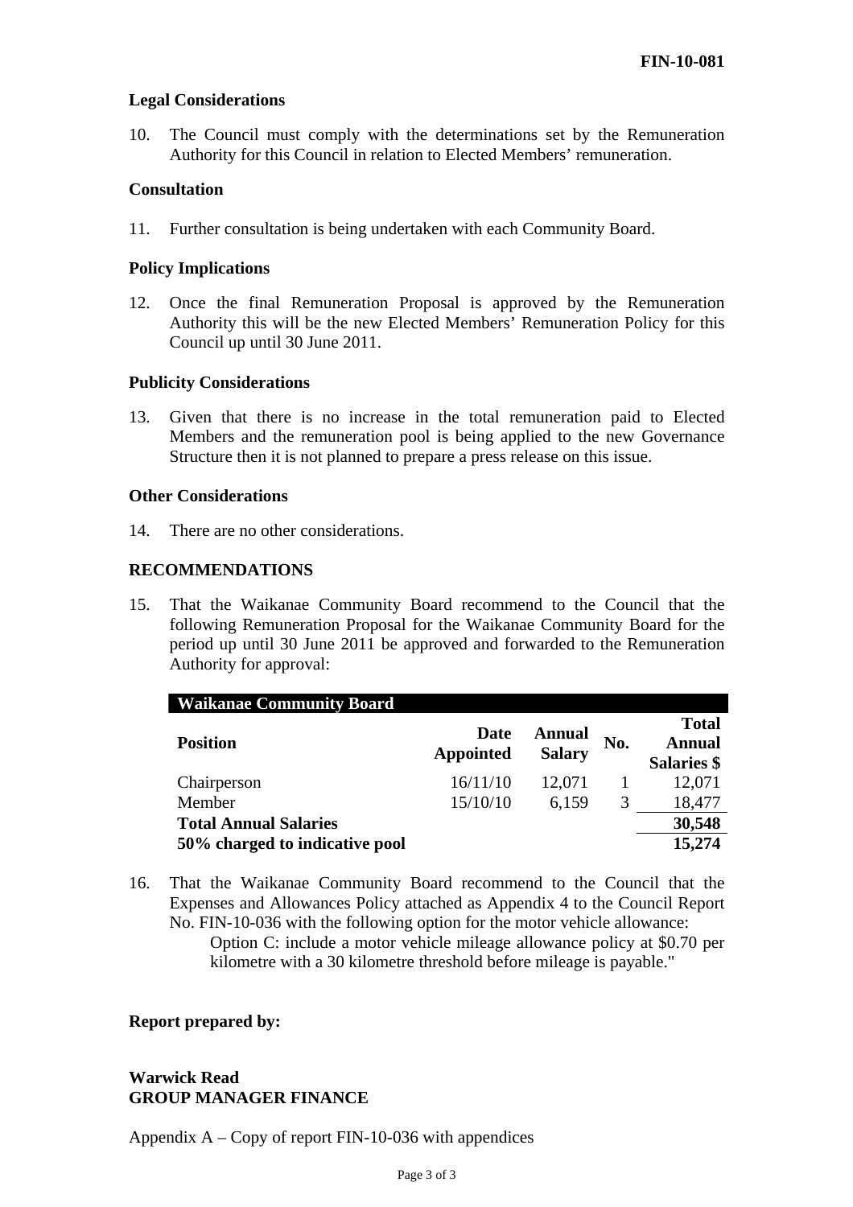**FIN-10-081**

### Legal Considerations

10. The Council must comply with the determinations set by the Remuneration Authority for this Council in relation to Elected Members' remuneration.

### Consultation

11. Further consultation is being undertaken with each Community Board.

### Policy Implications

12. Once the final Remuneration Proposal is approved by the Remuneration Authority this will be the new Elected Members' Remuneration Policy for this Council up until 30 June 2011.

### Publicity Considerations

13. Given that there is no increase in the total remuneration paid to Elected Members and the remuneration pool is being applied to the new Governance Structure then it is not planned to prepare a press release on this issue.

### Other Considerations

14. There are no other considerations.

### RECOMMENDATIONS

15. That the Waikanae Community Board recommend to the Council that the following Remuneration Proposal for the Waikanae Community Board for the period up until 30 June 2011 be approved and forwarded to the Remuneration Authority for approval:

| **Waikanae Community Board** | | | | |
|---|---|---|---|---|
| **Position** | **Date Appointed** | **Annual Salary** | **No.** | **Total Annual Salaries $** |
| Chairperson | 16/11/10 | 12,071 | 1 | 12,071 |
| Member | 15/10/10 | 6,159 | 3 | 18,477 |
| **Total Annual Salaries** | | | | **30,548** |
| **50% charged to indicative pool** | | | | **15,274** |

16. That the Waikanae Community Board recommend to the Council that the Expenses and Allowances Policy attached as Appendix 4 to the Council Report No. FIN-10-036 with the following option for the motor vehicle allowance:

    Option C: include a motor vehicle mileage allowance policy at $0.70 per kilometre with a 30 kilometre threshold before mileage is payable."

**Report prepared by:**

**Warwick Read**
**GROUP MANAGER FINANCE**

Appendix A – Copy of report FIN-10-036 with appendices